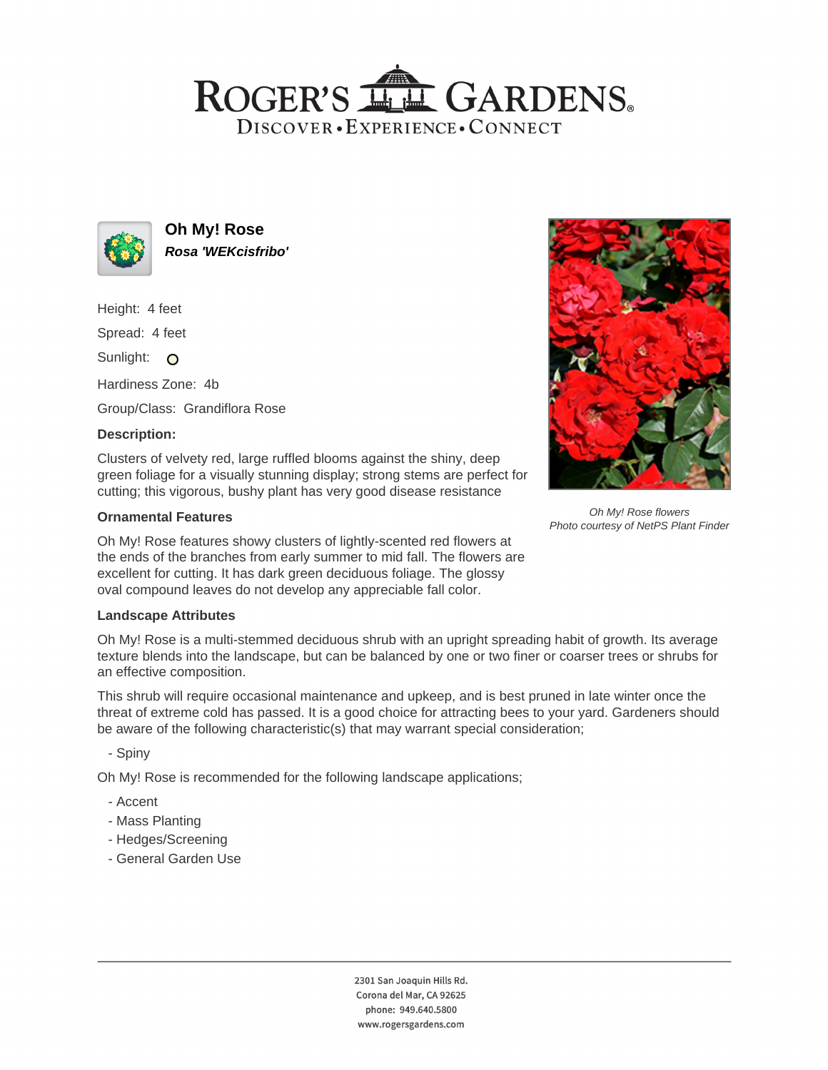# ROGER'S GARDENS

DISCOVER • EXPERIENCE • CONNECT

## Oh My! Rose

***Rosa 'WEKcisfribo'***

Height: 4 feet

Spread: 4 feet

Sunlight:

Hardiness Zone: 4b

Group/Class: Grandiflora Rose

### Description:

Clusters of velvety red, large ruffled blooms against the shiny, deep green foliage for a visually stunning display; strong stems are perfect for cutting; this vigorous, bushy plant has very good disease resistance

*Oh My! Rose flowers*
*Photo courtesy of NetPS Plant Finder*

### Ornamental Features

Oh My! Rose features showy clusters of lightly-scented red flowers at the ends of the branches from early summer to mid fall. The flowers are excellent for cutting. It has dark green deciduous foliage. The glossy oval compound leaves do not develop any appreciable fall color.

### Landscape Attributes

Oh My! Rose is a multi-stemmed deciduous shrub with an upright spreading habit of growth. Its average texture blends into the landscape, but can be balanced by one or two finer or coarser trees or shrubs for an effective composition.

This shrub will require occasional maintenance and upkeep, and is best pruned in late winter once the threat of extreme cold has passed. It is a good choice for attracting bees to your yard. Gardeners should be aware of the following characteristic(s) that may warrant special consideration;

- Spiny

Oh My! Rose is recommended for the following landscape applications;

- Accent
- Mass Planting
- Hedges/Screening
- General Garden Use

2301 San Joaquin Hills Rd.
Corona del Mar, CA 92625
phone: 949.640.5800
www.rogersgardens.com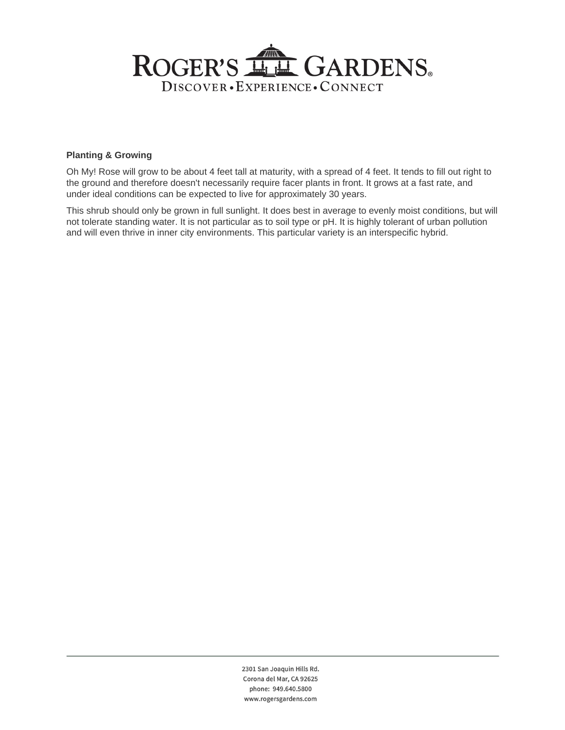### Planting & Growing

Oh My! Rose will grow to be about 4 feet tall at maturity, with a spread of 4 feet. It tends to fill out right to the ground and therefore doesn't necessarily require facer plants in front. It grows at a fast rate, and under ideal conditions can be expected to live for approximately 30 years.

This shrub should only be grown in full sunlight. It does best in average to evenly moist conditions, but will not tolerate standing water. It is not particular as to soil type or pH. It is highly tolerant of urban pollution and will even thrive in inner city environments. This particular variety is an interspecific hybrid.